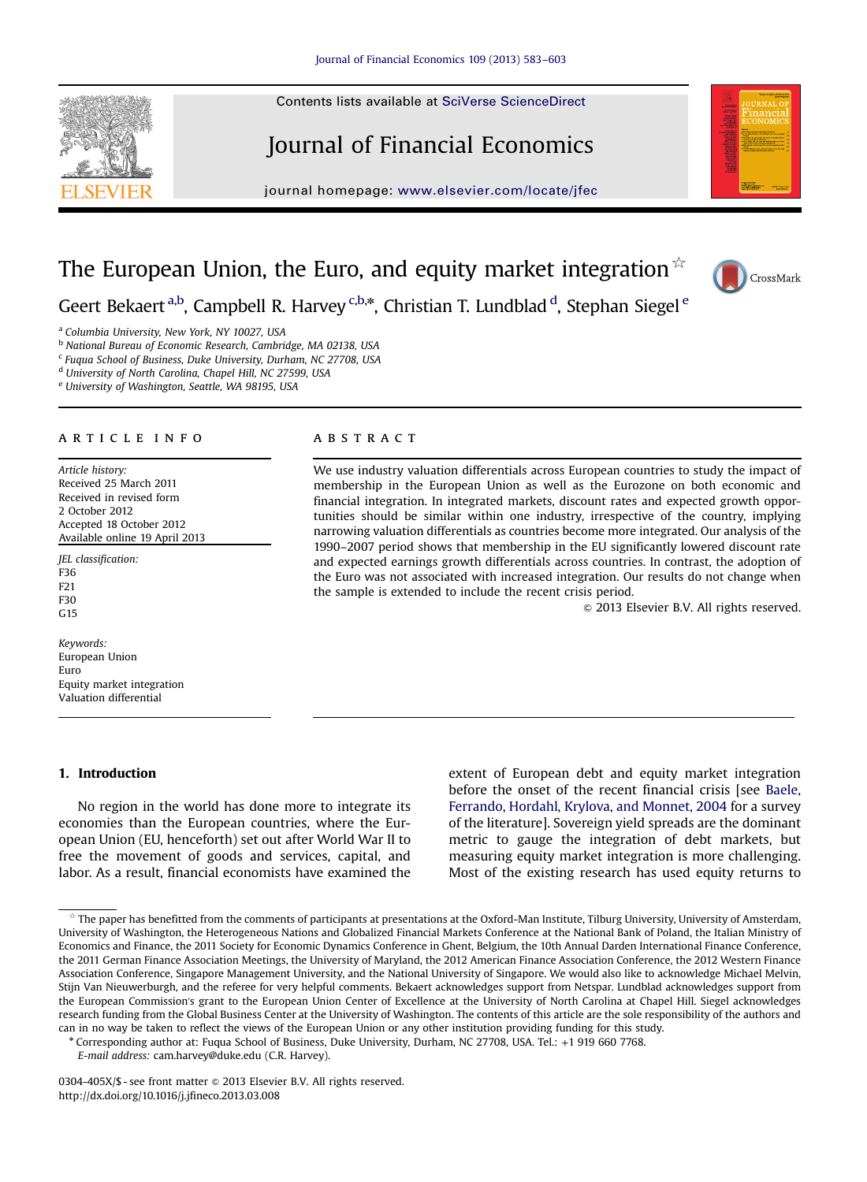# The European Union, the Euro, and equity market integration ☆

Geert Bekaert [a,b], Campbell R. Harvey [c,b,*], Christian T. Lundblad [d], Stephan Siegel [e]

[a] Columbia University, New York, NY 10027, USA
[b] National Bureau of Economic Research, Cambridge, MA 02138, USA
[c] Fuqua School of Business, Duke University, Durham, NC 27708, USA
[d] University of North Carolina, Chapel Hill, NC 27599, USA
[e] University of Washington, Seattle, WA 98195, USA

## ARTICLE INFO

*Article history:*
Received 25 March 2011
Received in revised form
2 October 2012
Accepted 18 October 2012
Available online 19 April 2013

*JEL classification:*
F36
F21
F30
G15

*Keywords:*
European Union
Euro
Equity market integration
Valuation differential

## ABSTRACT

We use industry valuation differentials across European countries to study the impact of membership in the European Union as well as the Eurozone on both economic and financial integration. In integrated markets, discount rates and expected growth opportunities should be similar within one industry, irrespective of the country, implying narrowing valuation differentials as countries become more integrated. Our analysis of the 1990–2007 period shows that membership in the EU significantly lowered discount rate and expected earnings growth differentials across countries. In contrast, the adoption of the Euro was not associated with increased integration. Our results do not change when the sample is extended to include the recent crisis period.

© 2013 Elsevier B.V. All rights reserved.

## 1. Introduction

No region in the world has done more to integrate its economies than the European countries, where the European Union (EU, henceforth) set out after World War II to free the movement of goods and services, capital, and labor. As a result, financial economists have examined the extent of European debt and equity market integration before the onset of the recent financial crisis [see Baele, Ferrando, Hordahl, Krylova, and Monnet, 2004 for a survey of the literature]. Sovereign yield spreads are the dominant metric to gauge the integration of debt markets, but measuring equity market integration is more challenging. Most of the existing research has used equity returns to

---

☆ The paper has benefitted from the comments of participants at presentations at the Oxford-Man Institute, Tilburg University, University of Amsterdam, University of Washington, the Heterogeneous Nations and Globalized Financial Markets Conference at the National Bank of Poland, the Italian Ministry of Economics and Finance, the 2011 Society for Economic Dynamics Conference in Ghent, Belgium, the 10th Annual Darden International Finance Conference, the 2011 German Finance Association Meetings, the University of Maryland, the 2012 American Finance Association Conference, the 2012 Western Finance Association Conference, Singapore Management University, and the National University of Singapore. We would also like to acknowledge Michael Melvin, Stijn Van Nieuwerburgh, and the referee for very helpful comments. Bekaert acknowledges support from Netspar. Lundblad acknowledges support from the European Commission's grant to the European Union Center of Excellence at the University of North Carolina at Chapel Hill. Siegel acknowledges research funding from the Global Business Center at the University of Washington. The contents of this article are the sole responsibility of the authors and can in no way be taken to reflect the views of the European Union or any other institution providing funding for this study.

\* Corresponding author at: Fuqua School of Business, Duke University, Durham, NC 27708, USA. Tel.: +1 919 660 7768.
*E-mail address:* cam.harvey@duke.edu (C.R. Harvey).

0304-405X/$ - see front matter © 2013 Elsevier B.V. All rights reserved.
http://dx.doi.org/10.1016/j.jfineco.2013.03.008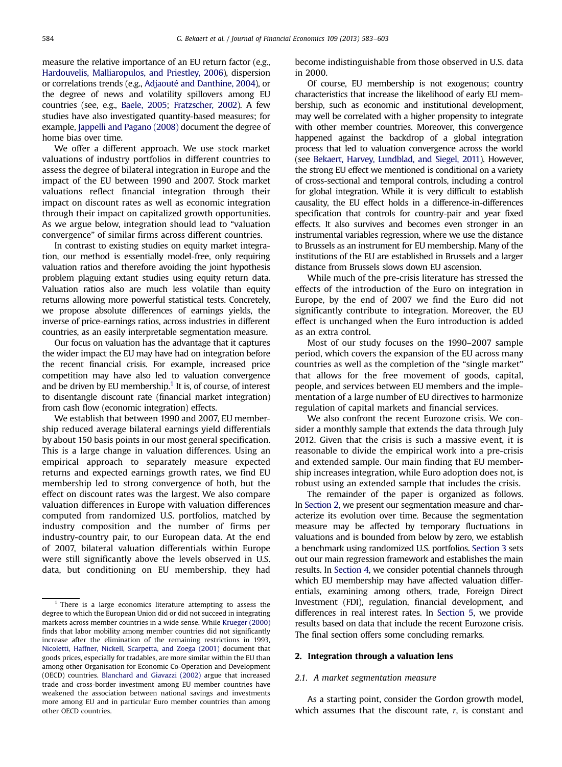measure the relative importance of an EU return factor (e.g., Hardouvelis, Malliaropulos, and Priestley, 2006), dispersion or correlations trends (e.g., Adjaouté and Danthine, 2004), or the degree of news and volatility spillovers among EU countries (see, e.g., Baele, 2005; Fratzscher, 2002). A few studies have also investigated quantity-based measures; for example, Jappelli and Pagano (2008) document the degree of home bias over time.

We offer a different approach. We use stock market valuations of industry portfolios in different countries to assess the degree of bilateral integration in Europe and the impact of the EU between 1990 and 2007. Stock market valuations reflect financial integration through their impact on discount rates as well as economic integration through their impact on capitalized growth opportunities. As we argue below, integration should lead to "valuation convergence" of similar firms across different countries.

In contrast to existing studies on equity market integration, our method is essentially model-free, only requiring valuation ratios and therefore avoiding the joint hypothesis problem plaguing extant studies using equity return data. Valuation ratios also are much less volatile than equity returns allowing more powerful statistical tests. Concretely, we propose absolute differences of earnings yields, the inverse of price-earnings ratios, across industries in different countries, as an easily interpretable segmentation measure.

Our focus on valuation has the advantage that it captures the wider impact the EU may have had on integration before the recent financial crisis. For example, increased price competition may have also led to valuation convergence and be driven by EU membership.[1] It is, of course, of interest to disentangle discount rate (financial market integration) from cash flow (economic integration) effects.

We establish that between 1990 and 2007, EU membership reduced average bilateral earnings yield differentials by about 150 basis points in our most general specification. This is a large change in valuation differences. Using an empirical approach to separately measure expected returns and expected earnings growth rates, we find EU membership led to strong convergence of both, but the effect on discount rates was the largest. We also compare valuation differences in Europe with valuation differences computed from randomized U.S. portfolios, matched by industry composition and the number of firms per industry-country pair, to our European data. At the end of 2007, bilateral valuation differentials within Europe were still significantly above the levels observed in U.S. data, but conditioning on EU membership, they had become indistinguishable from those observed in U.S. data in 2000.

Of course, EU membership is not exogenous; country characteristics that increase the likelihood of early EU membership, such as economic and institutional development, may well be correlated with a higher propensity to integrate with other member countries. Moreover, this convergence happened against the backdrop of a global integration process that led to valuation convergence across the world (see Bekaert, Harvey, Lundblad, and Siegel, 2011). However, the strong EU effect we mentioned is conditional on a variety of cross-sectional and temporal controls, including a control for global integration. While it is very difficult to establish causality, the EU effect holds in a difference-in-differences specification that controls for country-pair and year fixed effects. It also survives and becomes even stronger in an instrumental variables regression, where we use the distance to Brussels as an instrument for EU membership. Many of the institutions of the EU are established in Brussels and a larger distance from Brussels slows down EU ascension.

While much of the pre-crisis literature has stressed the effects of the introduction of the Euro on integration in Europe, by the end of 2007 we find the Euro did not significantly contribute to integration. Moreover, the EU effect is unchanged when the Euro introduction is added as an extra control.

Most of our study focuses on the 1990–2007 sample period, which covers the expansion of the EU across many countries as well as the completion of the "single market" that allows for the free movement of goods, capital, people, and services between EU members and the implementation of a large number of EU directives to harmonize regulation of capital markets and financial services.

We also confront the recent Eurozone crisis. We consider a monthly sample that extends the data through July 2012. Given that the crisis is such a massive event, it is reasonable to divide the empirical work into a pre-crisis and extended sample. Our main finding that EU membership increases integration, while Euro adoption does not, is robust using an extended sample that includes the crisis.

The remainder of the paper is organized as follows. In Section 2, we present our segmentation measure and characterize its evolution over time. Because the segmentation measure may be affected by temporary fluctuations in valuations and is bounded from below by zero, we establish a benchmark using randomized U.S. portfolios. Section 3 sets out our main regression framework and establishes the main results. In Section 4, we consider potential channels through which EU membership may have affected valuation differentials, examining among others, trade, Foreign Direct Investment (FDI), regulation, financial development, and differences in real interest rates. In Section 5, we provide results based on data that include the recent Eurozone crisis. The final section offers some concluding remarks.

## 2. Integration through a valuation lens

### 2.1. A market segmentation measure

As a starting point, consider the Gordon growth model, which assumes that the discount rate, $r$, is constant and

[1] There is a large economics literature attempting to assess the degree to which the European Union did or did not succeed in integrating markets across member countries in a wide sense. While Krueger (2000) finds that labor mobility among member countries did not significantly increase after the elimination of the remaining restrictions in 1993, Nicoletti, Haffner, Nickell, Scarpetta, and Zoega (2001) document that goods prices, especially for tradables, are more similar within the EU than among other Organisation for Economic Co-Operation and Development (OECD) countries. Blanchard and Giavazzi (2002) argue that increased trade and cross-border investment among EU member countries have weakened the association between national savings and investments more among EU and in particular Euro member countries than among other OECD countries.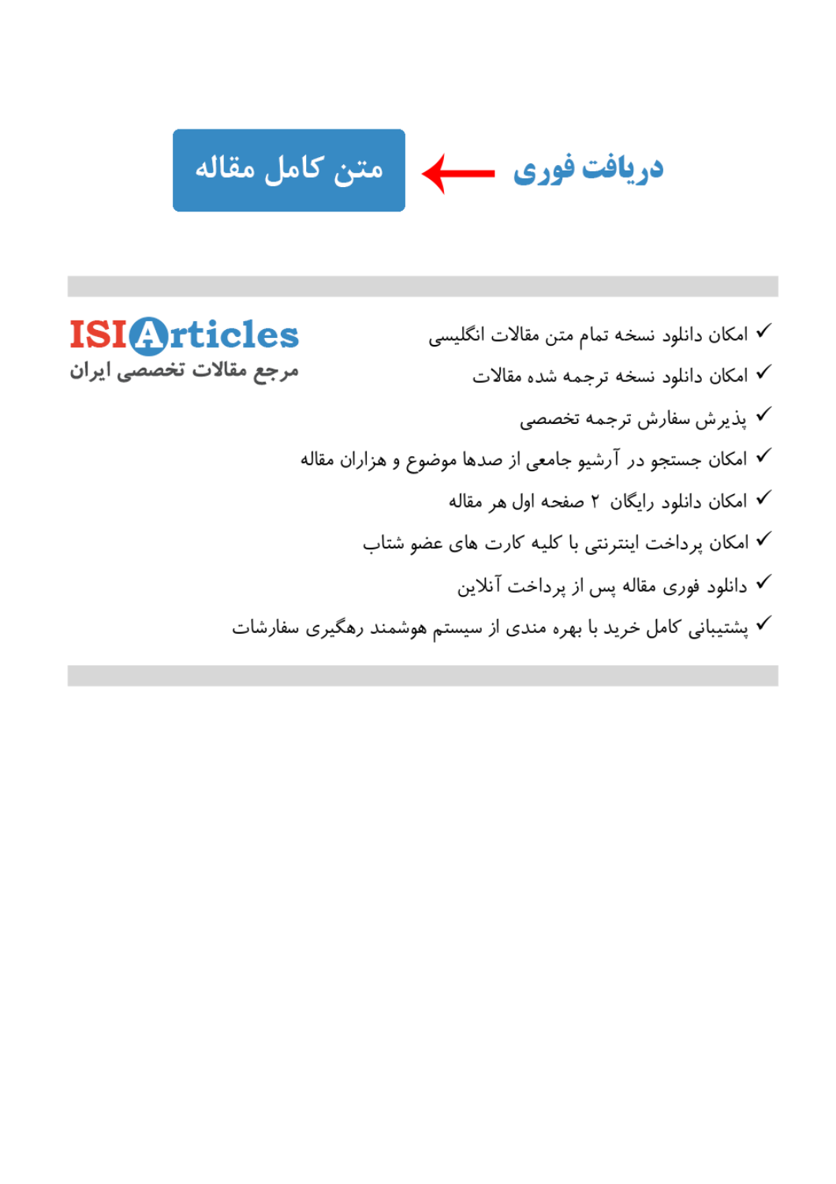دریافت فوری ← متن کامل مقاله

**ISIArticles**
مرجع مقالات تخصصی ایران

- ✓ امکان دانلود نسخه تمام متن مقالات انگلیسی
- ✓ امکان دانلود نسخه ترجمه شده مقالات
- ✓ پذیرش سفارش ترجمه تخصصی
- ✓ امکان جستجو در آرشیو جامعی از صدها موضوع و هزاران مقاله
- ✓ امکان دانلود رایگان ۲ صفحه اول هر مقاله
- ✓ امکان پرداخت اینترنتی با کلیه کارت های عضو شتاب
- ✓ دانلود فوری مقاله پس از پرداخت آنلاین
- ✓ پشتیبانی کامل خرید با بهره مندی از سیستم هوشمند رهگیری سفارشات